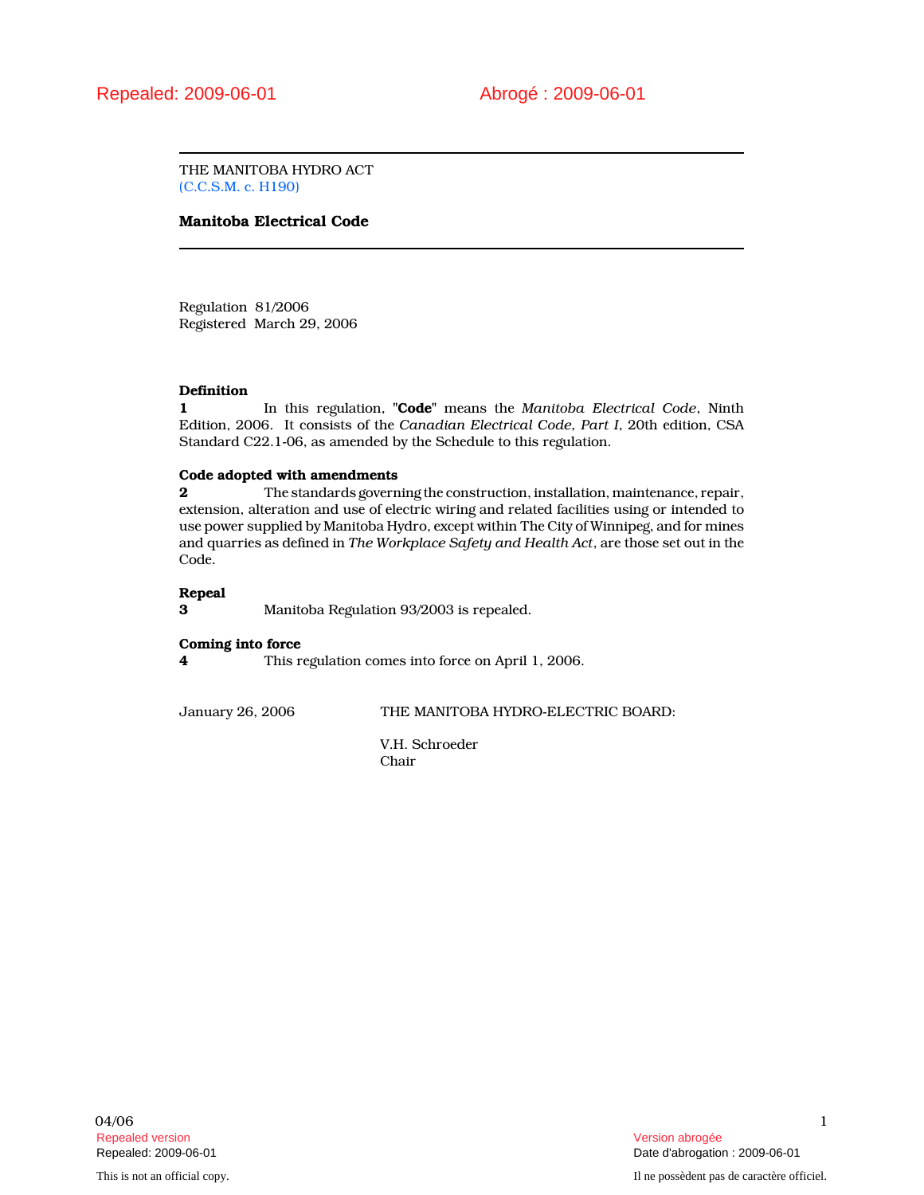Repealed: 2009-06-01 Abrogé : 2009-06-01

THE MANITOBA HYDRO ACT
(C.C.S.M. c. H190)

**Manitoba Electrical Code**

Regulation 81/2006
Registered March 29, 2006

**Definition**

**1** In this regulation, "**Code**" means the *Manitoba Electrical Code*, Ninth Edition, 2006. It consists of the *Canadian Electrical Code, Part I*, 20th edition, CSA Standard C22.1-06, as amended by the Schedule to this regulation.

**Code adopted with amendments**

**2** The standards governing the construction, installation, maintenance, repair, extension, alteration and use of electric wiring and related facilities using or intended to use power supplied by Manitoba Hydro, except within The City of Winnipeg, and for mines and quarries as defined in *The Workplace Safety and Health Act*, are those set out in the Code.

**Repeal**

**3** Manitoba Regulation 93/2003 is repealed.

**Coming into force**

**4** This regulation comes into force on April 1, 2006.

January 26, 2006 THE MANITOBA HYDRO-ELECTRIC BOARD:

V.H. Schroeder
Chair

04/06

Repealed version
Repealed: 2009-06-01

Version abrogée
Date d'abrogation : 2009-06-01

This is not an official copy.

Il ne possèdent pas de caractère officiel.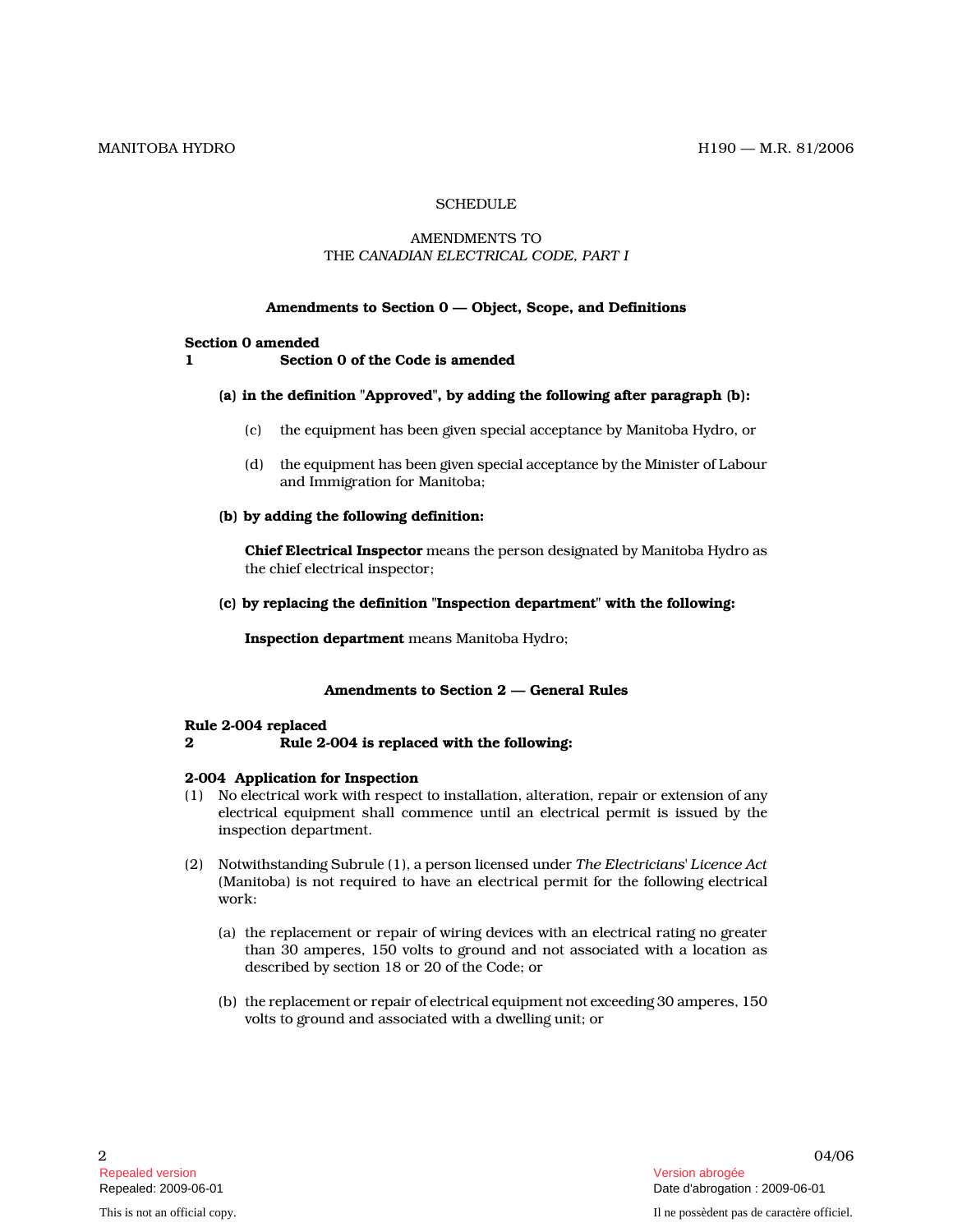SCHEDULE

AMENDMENTS TO
THE *CANADIAN ELECTRICAL CODE, PART I*

### Amendments to Section 0 — Object, Scope, and Definitions

**Section 0 amended**
**1 Section 0 of the Code is amended**

**(a) in the definition "Approved", by adding the following after paragraph (b):**

(c) the equipment has been given special acceptance by Manitoba Hydro, or

(d) the equipment has been given special acceptance by the Minister of Labour and Immigration for Manitoba;

**(b) by adding the following definition:**

**Chief Electrical Inspector** means the person designated by Manitoba Hydro as the chief electrical inspector;

**(c) by replacing the definition "Inspection department" with the following:**

**Inspection department** means Manitoba Hydro;

### Amendments to Section 2 — General Rules

**Rule 2-004 replaced**
**2 Rule 2-004 is replaced with the following:**

**2-004 Application for Inspection**

(1) No electrical work with respect to installation, alteration, repair or extension of any electrical equipment shall commence until an electrical permit is issued by the inspection department.

(2) Notwithstanding Subrule (1), a person licensed under *The Electricians' Licence Act* (Manitoba) is not required to have an electrical permit for the following electrical work:

(a) the replacement or repair of wiring devices with an electrical rating no greater than 30 amperes, 150 volts to ground and not associated with a location as described by section 18 or 20 of the Code; or

(b) the replacement or repair of electrical equipment not exceeding 30 amperes, 150 volts to ground and associated with a dwelling unit; or

Repealed version
Repealed: 2009-06-01

Version abrogée
Date d'abrogation : 2009-06-01

This is not an official copy.

Il ne possèdent pas de caractère officiel.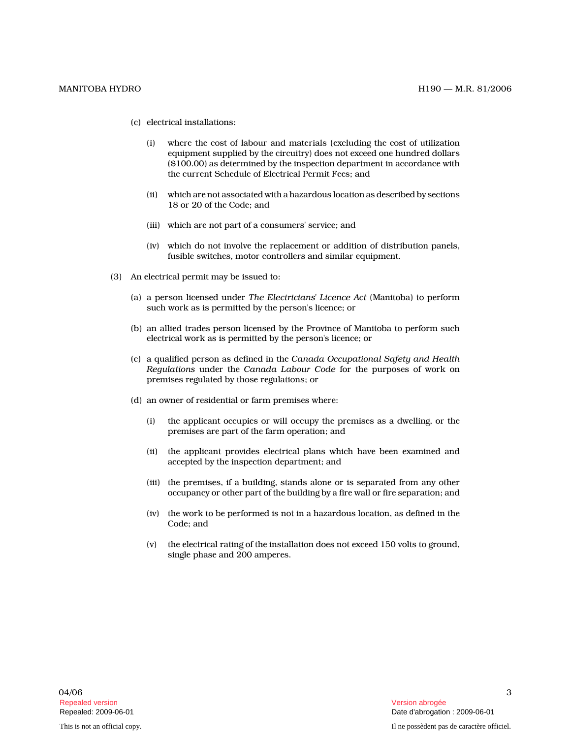(c) electrical installations:

(i) where the cost of labour and materials (excluding the cost of utilization equipment supplied by the circuitry) does not exceed one hundred dollars ($100.00) as determined by the inspection department in accordance with the current Schedule of Electrical Permit Fees; and

(ii) which are not associated with a hazardous location as described by sections 18 or 20 of the Code; and

(iii) which are not part of a consumers' service; and

(iv) which do not involve the replacement or addition of distribution panels, fusible switches, motor controllers and similar equipment.

(3) An electrical permit may be issued to:

(a) a person licensed under *The Electricians' Licence Act* (Manitoba) to perform such work as is permitted by the person's licence; or

(b) an allied trades person licensed by the Province of Manitoba to perform such electrical work as is permitted by the person's licence; or

(c) a qualified person as defined in the *Canada Occupational Safety and Health Regulations* under the *Canada Labour Code* for the purposes of work on premises regulated by those regulations; or

(d) an owner of residential or farm premises where:

(i) the applicant occupies or will occupy the premises as a dwelling, or the premises are part of the farm operation; and

(ii) the applicant provides electrical plans which have been examined and accepted by the inspection department; and

(iii) the premises, if a building, stands alone or is separated from any other occupancy or other part of the building by a fire wall or fire separation; and

(iv) the work to be performed is not in a hazardous location, as defined in the Code; and

(v) the electrical rating of the installation does not exceed 150 volts to ground, single phase and 200 amperes.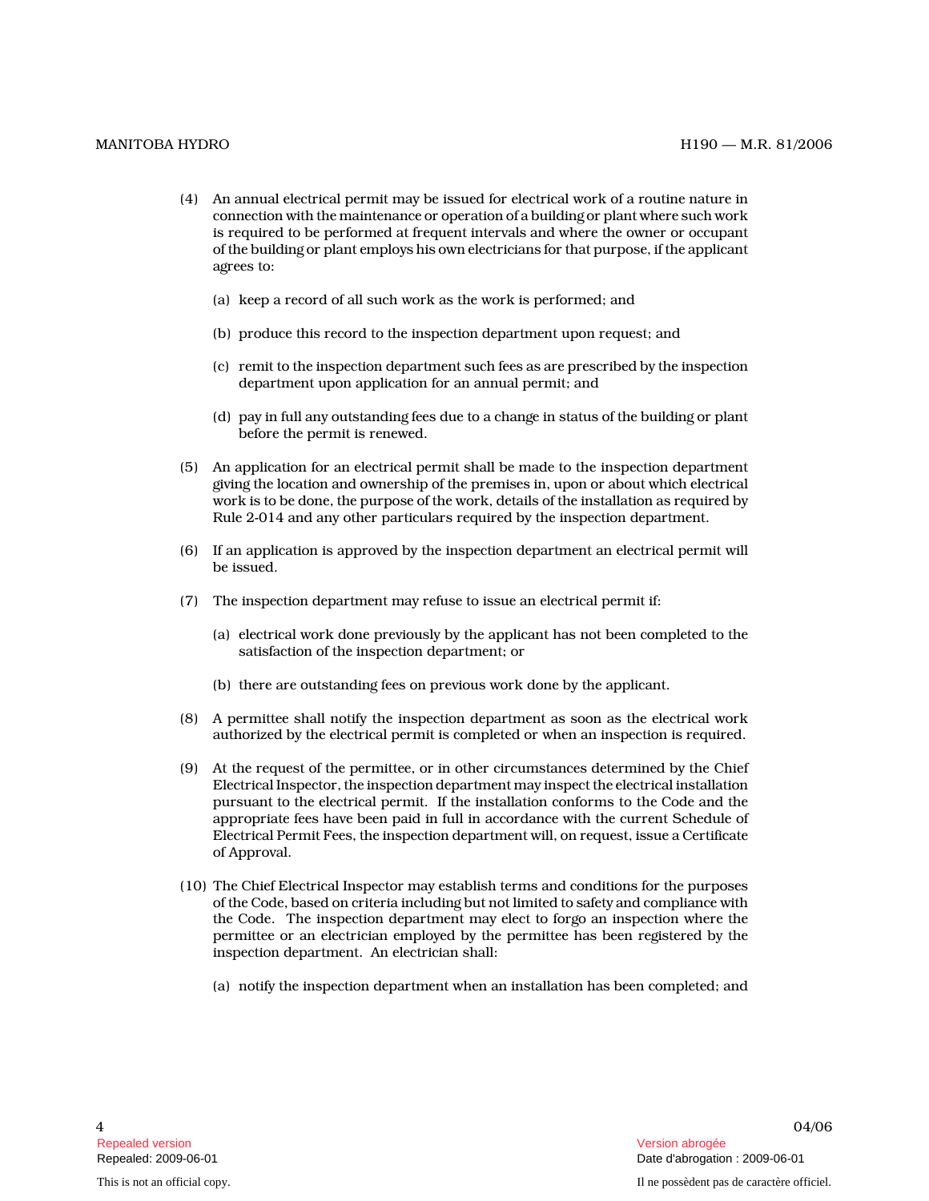(4) An annual electrical permit may be issued for electrical work of a routine nature in connection with the maintenance or operation of a building or plant where such work is required to be performed at frequent intervals and where the owner or occupant of the building or plant employs his own electricians for that purpose, if the applicant agrees to:

(a) keep a record of all such work as the work is performed; and

(b) produce this record to the inspection department upon request; and

(c) remit to the inspection department such fees as are prescribed by the inspection department upon application for an annual permit; and

(d) pay in full any outstanding fees due to a change in status of the building or plant before the permit is renewed.

(5) An application for an electrical permit shall be made to the inspection department giving the location and ownership of the premises in, upon or about which electrical work is to be done, the purpose of the work, details of the installation as required by Rule 2-014 and any other particulars required by the inspection department.

(6) If an application is approved by the inspection department an electrical permit will be issued.

(7) The inspection department may refuse to issue an electrical permit if:

(a) electrical work done previously by the applicant has not been completed to the satisfaction of the inspection department; or

(b) there are outstanding fees on previous work done by the applicant.

(8) A permittee shall notify the inspection department as soon as the electrical work authorized by the electrical permit is completed or when an inspection is required.

(9) At the request of the permittee, or in other circumstances determined by the Chief Electrical Inspector, the inspection department may inspect the electrical installation pursuant to the electrical permit. If the installation conforms to the Code and the appropriate fees have been paid in full in accordance with the current Schedule of Electrical Permit Fees, the inspection department will, on request, issue a Certificate of Approval.

(10) The Chief Electrical Inspector may establish terms and conditions for the purposes of the Code, based on criteria including but not limited to safety and compliance with the Code. The inspection department may elect to forgo an inspection where the permittee or an electrician employed by the permittee has been registered by the inspection department. An electrician shall:

(a) notify the inspection department when an installation has been completed; and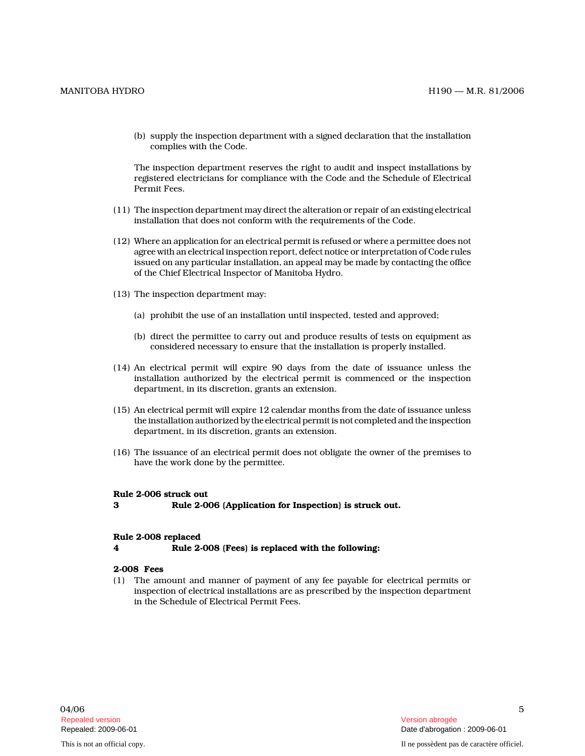(b) supply the inspection department with a signed declaration that the installation complies with the Code.

The inspection department reserves the right to audit and inspect installations by registered electricians for compliance with the Code and the Schedule of Electrical Permit Fees.

(11) The inspection department may direct the alteration or repair of an existing electrical installation that does not conform with the requirements of the Code.

(12) Where an application for an electrical permit is refused or where a permittee does not agree with an electrical inspection report, defect notice or interpretation of Code rules issued on any particular installation, an appeal may be made by contacting the office of the Chief Electrical Inspector of Manitoba Hydro.

(13) The inspection department may:

(a) prohibit the use of an installation until inspected, tested and approved;

(b) direct the permittee to carry out and produce results of tests on equipment as considered necessary to ensure that the installation is properly installed.

(14) An electrical permit will expire 90 days from the date of issuance unless the installation authorized by the electrical permit is commenced or the inspection department, in its discretion, grants an extension.

(15) An electrical permit will expire 12 calendar months from the date of issuance unless the installation authorized by the electrical permit is not completed and the inspection department, in its discretion, grants an extension.

(16) The issuance of an electrical permit does not obligate the owner of the premises to have the work done by the permittee.

**Rule 2-006 struck out**
**3 Rule 2-006 (Application for Inspection) is struck out.**

**Rule 2-008 replaced**
**4 Rule 2-008 (Fees) is replaced with the following:**

**2-008 Fees**
(1) The amount and manner of payment of any fee payable for electrical permits or inspection of electrical installations are as prescribed by the inspection department in the Schedule of Electrical Permit Fees.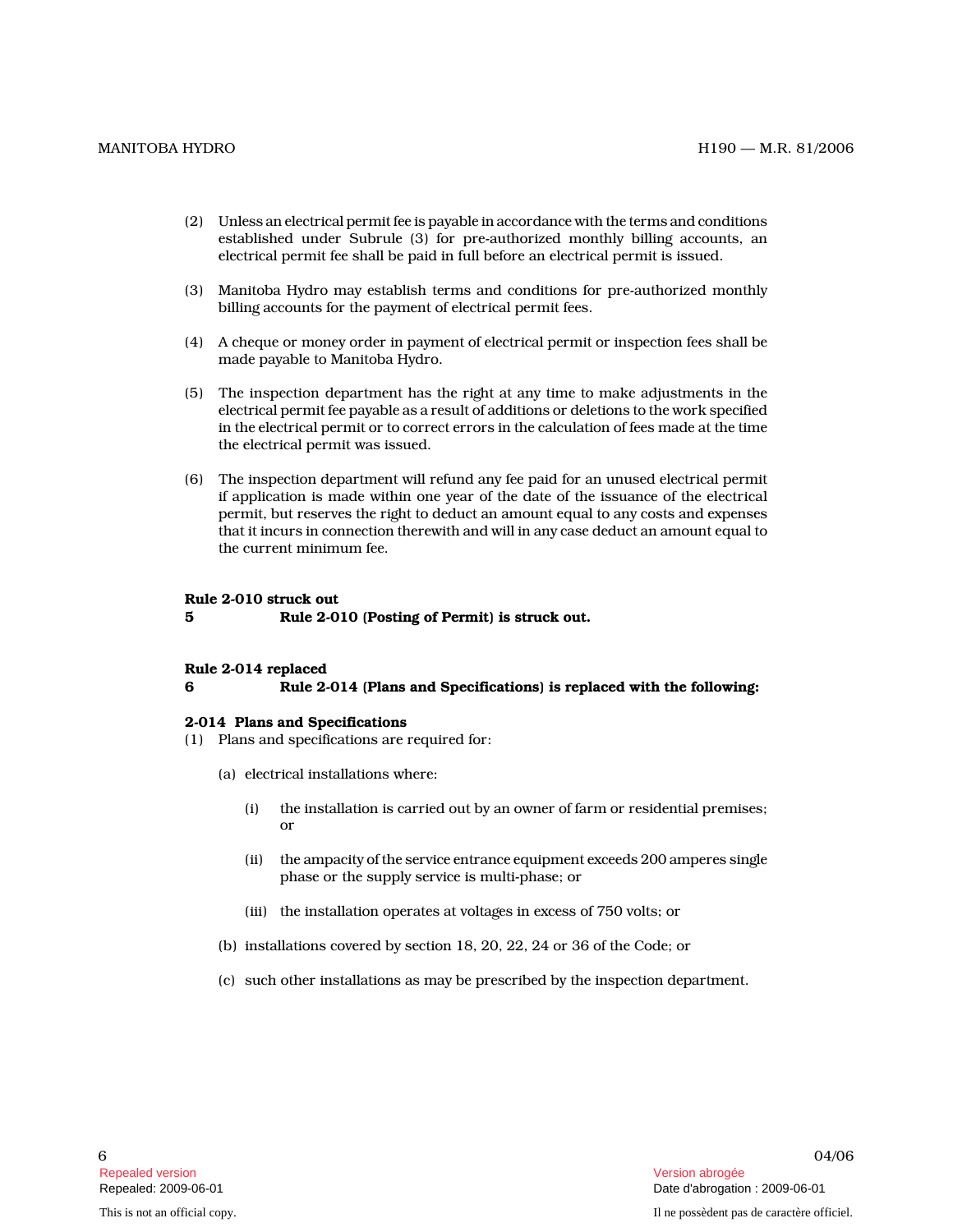(2) Unless an electrical permit fee is payable in accordance with the terms and conditions established under Subrule (3) for pre-authorized monthly billing accounts, an electrical permit fee shall be paid in full before an electrical permit is issued.

(3) Manitoba Hydro may establish terms and conditions for pre-authorized monthly billing accounts for the payment of electrical permit fees.

(4) A cheque or money order in payment of electrical permit or inspection fees shall be made payable to Manitoba Hydro.

(5) The inspection department has the right at any time to make adjustments in the electrical permit fee payable as a result of additions or deletions to the work specified in the electrical permit or to correct errors in the calculation of fees made at the time the electrical permit was issued.

(6) The inspection department will refund any fee paid for an unused electrical permit if application is made within one year of the date of the issuance of the electrical permit, but reserves the right to deduct an amount equal to any costs and expenses that it incurs in connection therewith and will in any case deduct an amount equal to the current minimum fee.

**Rule 2-010 struck out**

**5** **Rule 2-010 (Posting of Permit) is struck out.**

**Rule 2-014 replaced**

**6** **Rule 2-014 (Plans and Specifications) is replaced with the following:**

**2-014 Plans and Specifications**

(1) Plans and specifications are required for:

(a) electrical installations where:

(i) the installation is carried out by an owner of farm or residential premises; or

(ii) the ampacity of the service entrance equipment exceeds 200 amperes single phase or the supply service is multi-phase; or

(iii) the installation operates at voltages in excess of 750 volts; or

(b) installations covered by section 18, 20, 22, 24 or 36 of the Code; or

(c) such other installations as may be prescribed by the inspection department.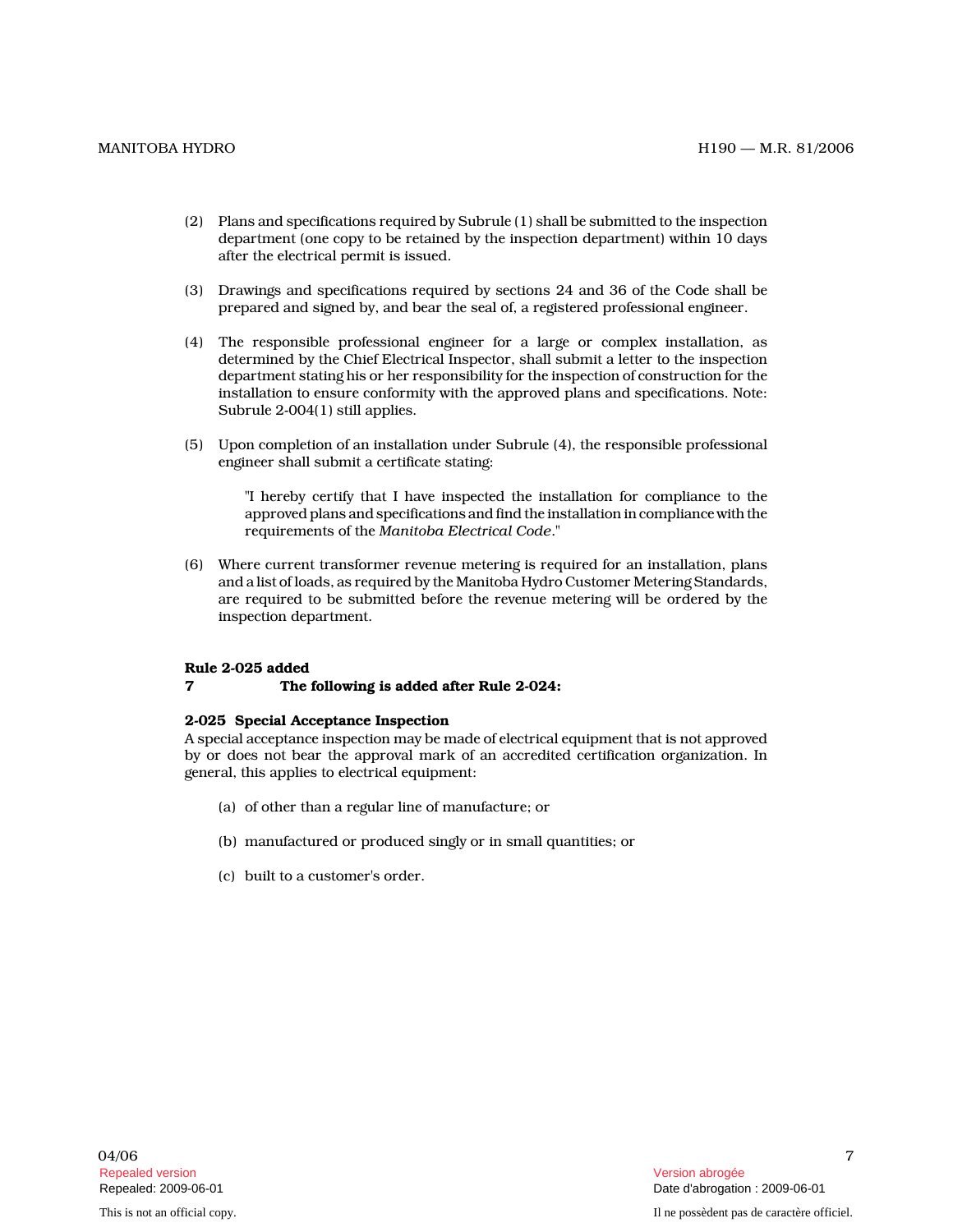(2) Plans and specifications required by Subrule (1) shall be submitted to the inspection department (one copy to be retained by the inspection department) within 10 days after the electrical permit is issued.

(3) Drawings and specifications required by sections 24 and 36 of the Code shall be prepared and signed by, and bear the seal of, a registered professional engineer.

(4) The responsible professional engineer for a large or complex installation, as determined by the Chief Electrical Inspector, shall submit a letter to the inspection department stating his or her responsibility for the inspection of construction for the installation to ensure conformity with the approved plans and specifications. Note: Subrule 2-004(1) still applies.

(5) Upon completion of an installation under Subrule (4), the responsible professional engineer shall submit a certificate stating:

> "I hereby certify that I have inspected the installation for compliance to the approved plans and specifications and find the installation in compliance with the requirements of the *Manitoba Electrical Code*."

(6) Where current transformer revenue metering is required for an installation, plans and a list of loads, as required by the Manitoba Hydro Customer Metering Standards, are required to be submitted before the revenue metering will be ordered by the inspection department.

**Rule 2-025 added**
**7 The following is added after Rule 2-024:**

**2-025 Special Acceptance Inspection**
A special acceptance inspection may be made of electrical equipment that is not approved by or does not bear the approval mark of an accredited certification organization. In general, this applies to electrical equipment:

(a) of other than a regular line of manufacture; or

(b) manufactured or produced singly or in small quantities; or

(c) built to a customer's order.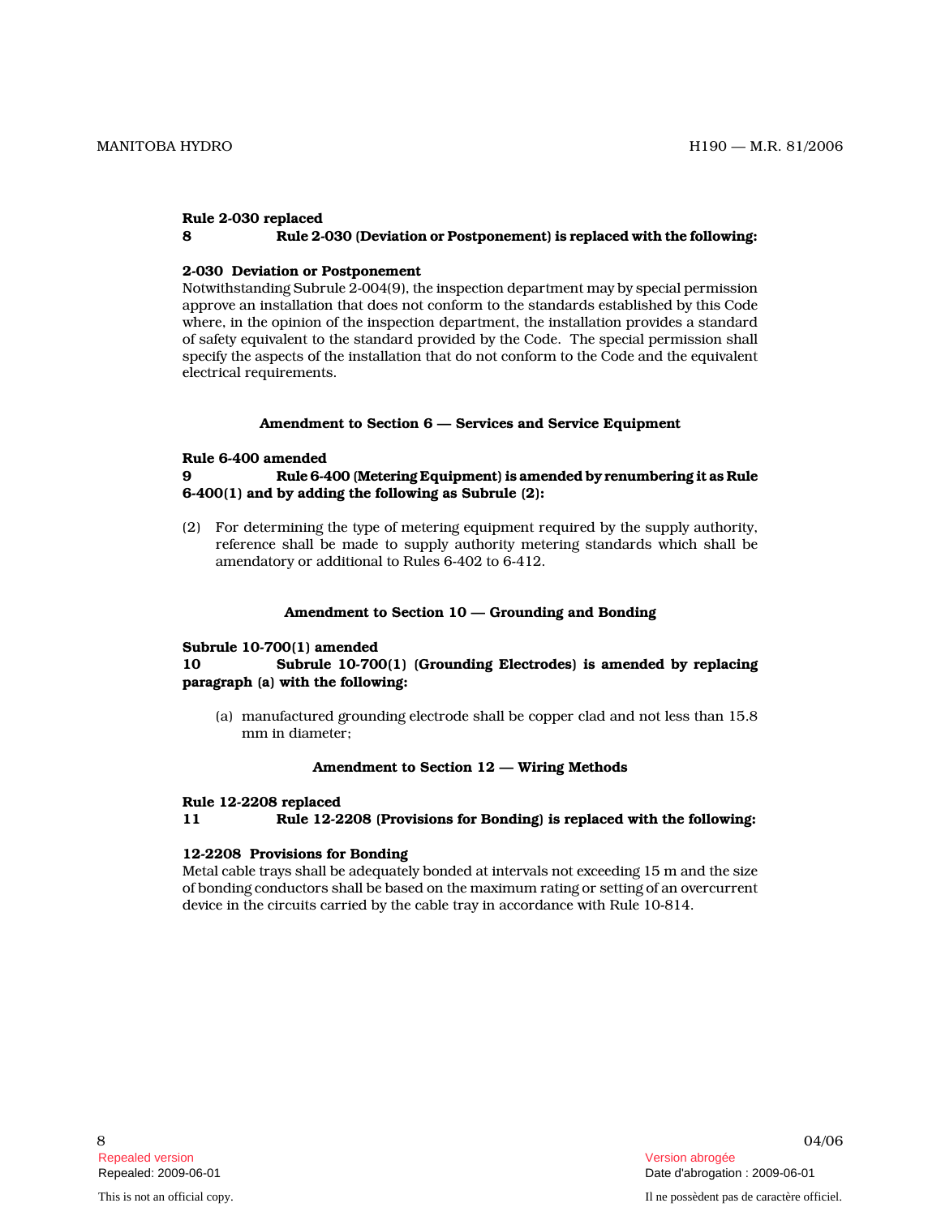**Rule 2-030 replaced**

**8 Rule 2-030 (Deviation or Postponement) is replaced with the following:**

**2-030 Deviation or Postponement**

Notwithstanding Subrule 2-004(9), the inspection department may by special permission approve an installation that does not conform to the standards established by this Code where, in the opinion of the inspection department, the installation provides a standard of safety equivalent to the standard provided by the Code. The special permission shall specify the aspects of the installation that do not conform to the Code and the equivalent electrical requirements.

**Amendment to Section 6 — Services and Service Equipment**

**Rule 6-400 amended**

**9 Rule 6-400 (Metering Equipment) is amended by renumbering it as Rule 6-400(1) and by adding the following as Subrule (2):**

(2) For determining the type of metering equipment required by the supply authority, reference shall be made to supply authority metering standards which shall be amendatory or additional to Rules 6-402 to 6-412.

**Amendment to Section 10 — Grounding and Bonding**

**Subrule 10-700(1) amended**

**10 Subrule 10-700(1) (Grounding Electrodes) is amended by replacing paragraph (a) with the following:**

(a) manufactured grounding electrode shall be copper clad and not less than 15.8 mm in diameter;

**Amendment to Section 12 — Wiring Methods**

**Rule 12-2208 replaced**

**11 Rule 12-2208 (Provisions for Bonding) is replaced with the following:**

**12-2208 Provisions for Bonding**

Metal cable trays shall be adequately bonded at intervals not exceeding 15 m and the size of bonding conductors shall be based on the maximum rating or setting of an overcurrent device in the circuits carried by the cable tray in accordance with Rule 10-814.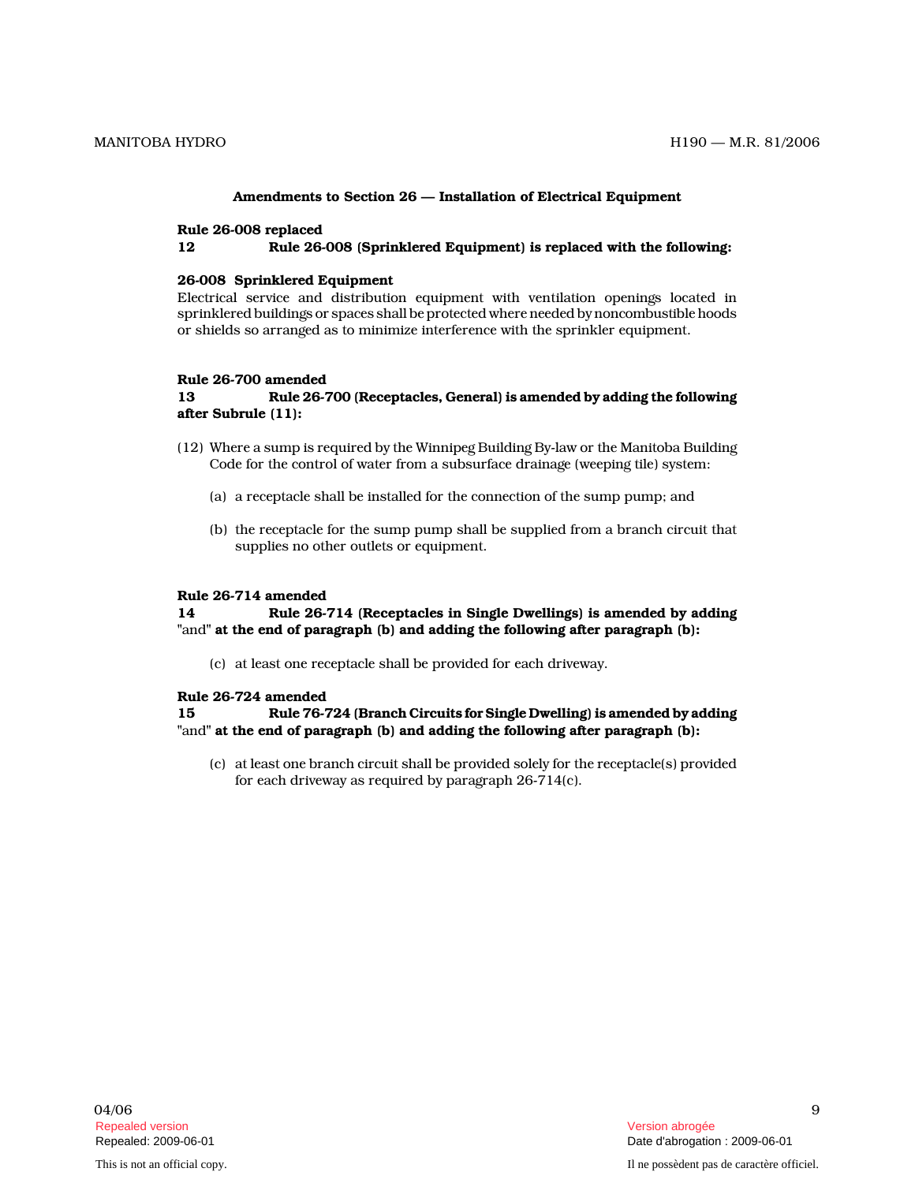## Amendments to Section 26 — Installation of Electrical Equipment

**Rule 26-008 replaced**

**12 Rule 26-008 (Sprinklered Equipment) is replaced with the following:**

**26-008 Sprinklered Equipment**

Electrical service and distribution equipment with ventilation openings located in sprinklered buildings or spaces shall be protected where needed by noncombustible hoods or shields so arranged as to minimize interference with the sprinkler equipment.

**Rule 26-700 amended**

**13 Rule 26-700 (Receptacles, General) is amended by adding the following after Subrule (11):**

(12) Where a sump is required by the Winnipeg Building By-law or the Manitoba Building Code for the control of water from a subsurface drainage (weeping tile) system:

(a) a receptacle shall be installed for the connection of the sump pump; and

(b) the receptacle for the sump pump shall be supplied from a branch circuit that supplies no other outlets or equipment.

**Rule 26-714 amended**

**14 Rule 26-714 (Receptacles in Single Dwellings) is amended by adding** "and" **at the end of paragraph (b) and adding the following after paragraph (b):**

(c) at least one receptacle shall be provided for each driveway.

**Rule 26-724 amended**

**15 Rule 76-724 (Branch Circuits for Single Dwelling) is amended by adding** "and" **at the end of paragraph (b) and adding the following after paragraph (b):**

(c) at least one branch circuit shall be provided solely for the receptacle(s) provided for each driveway as required by paragraph 26-714(c).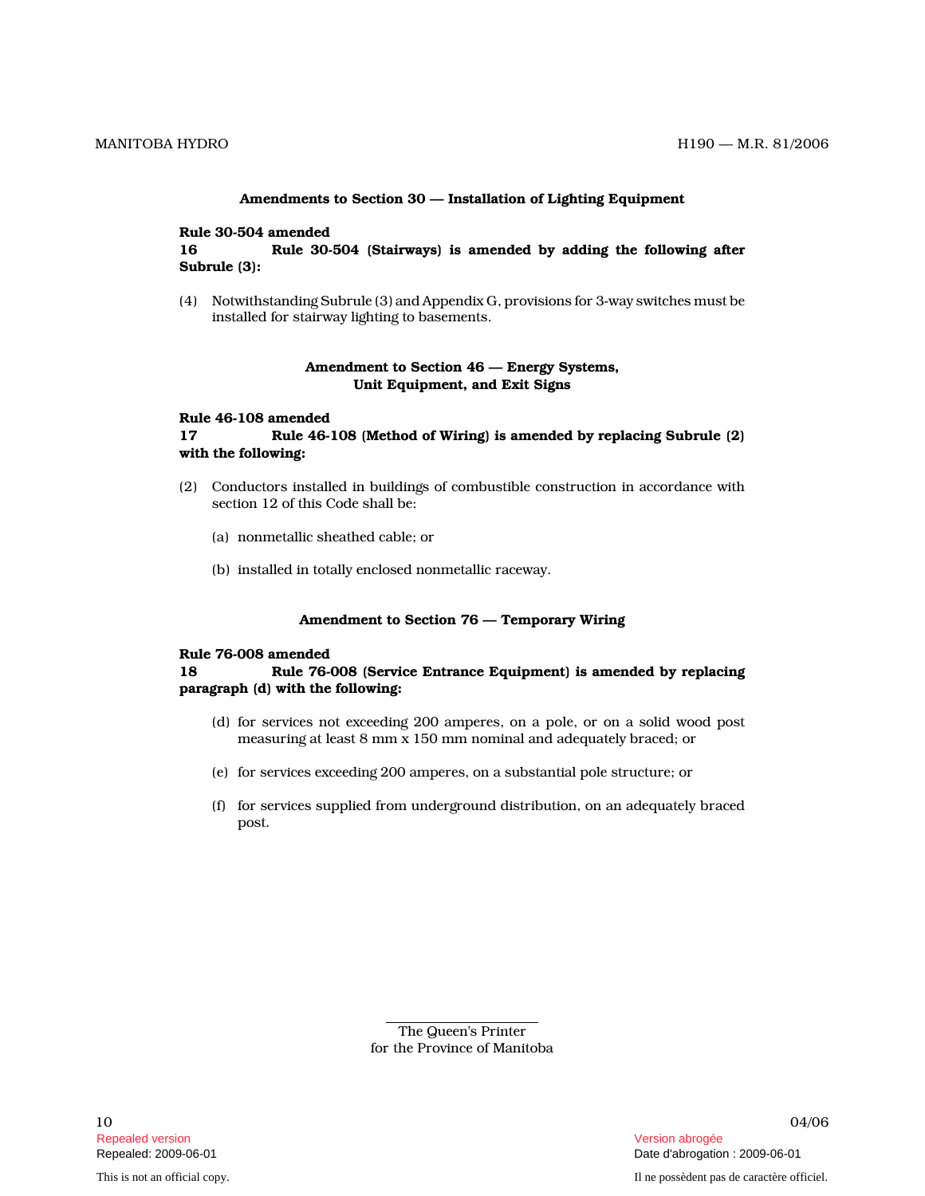### Amendments to Section 30 — Installation of Lighting Equipment

**Rule 30-504 amended**

**16 Rule 30-504 (Stairways) is amended by adding the following after Subrule (3):**

(4) Notwithstanding Subrule (3) and Appendix G, provisions for 3-way switches must be installed for stairway lighting to basements.

### Amendment to Section 46 — Energy Systems, Unit Equipment, and Exit Signs

**Rule 46-108 amended**

**17 Rule 46-108 (Method of Wiring) is amended by replacing Subrule (2) with the following:**

(2) Conductors installed in buildings of combustible construction in accordance with section 12 of this Code shall be:

(a) nonmetallic sheathed cable; or

(b) installed in totally enclosed nonmetallic raceway.

### Amendment to Section 76 — Temporary Wiring

**Rule 76-008 amended**

**18 Rule 76-008 (Service Entrance Equipment) is amended by replacing paragraph (d) with the following:**

(d) for services not exceeding 200 amperes, on a pole, or on a solid wood post measuring at least 8 mm x 150 mm nominal and adequately braced; or

(e) for services exceeding 200 amperes, on a substantial pole structure; or

(f) for services supplied from underground distribution, on an adequately braced post.

---

The Queen's Printer
for the Province of Manitoba